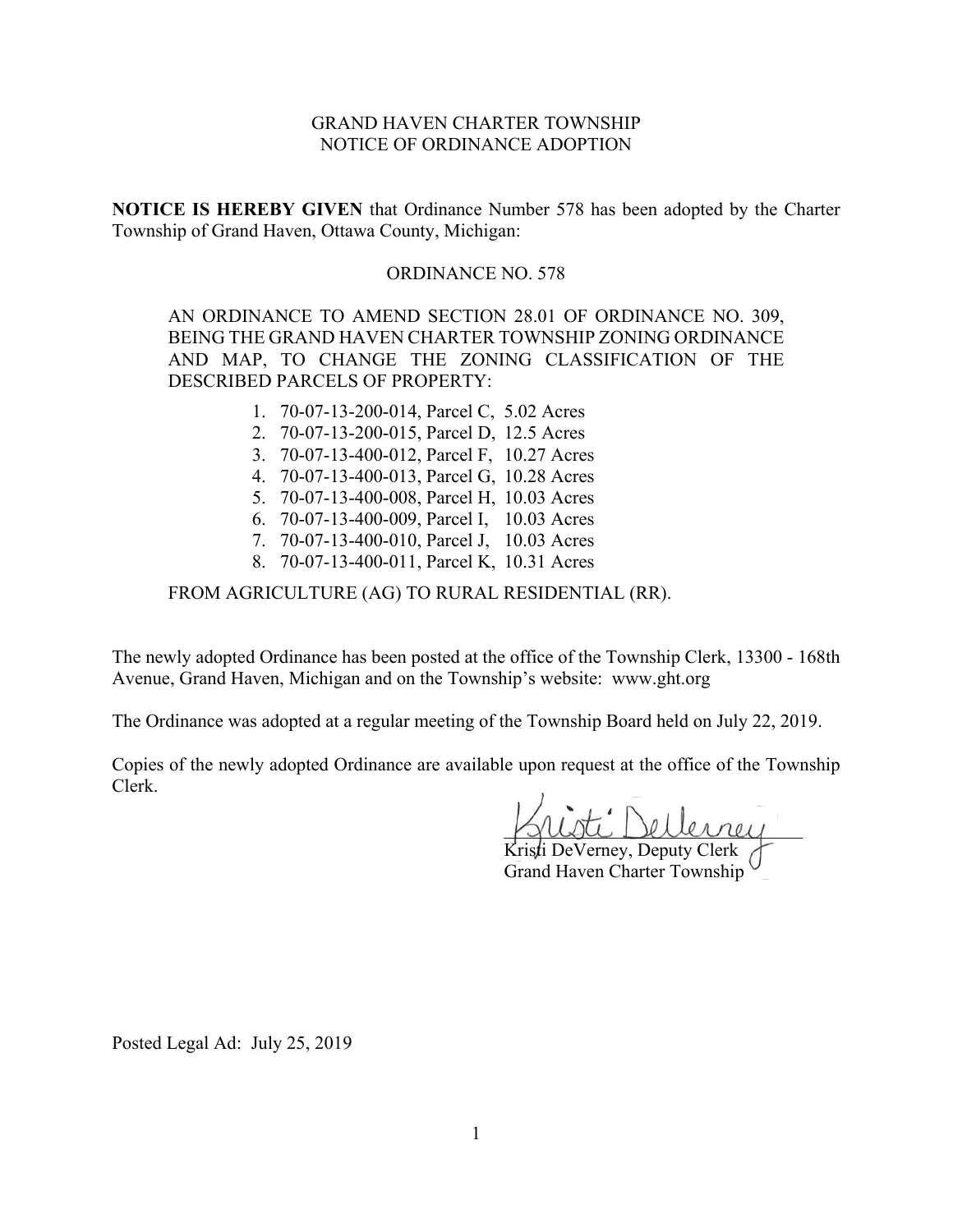# GRAND HAVEN CHARTER TOWNSHIP
## NOTICE OF ORDINANCE ADOPTION

**NOTICE IS HEREBY GIVEN** that Ordinance Number 578 has been adopted by the Charter Township of Grand Haven, Ottawa County, Michigan:

### ORDINANCE NO. 578

AN ORDINANCE TO AMEND SECTION 28.01 OF ORDINANCE NO. 309, BEING THE GRAND HAVEN CHARTER TOWNSHIP ZONING ORDINANCE AND MAP, TO CHANGE THE ZONING CLASSIFICATION OF THE DESCRIBED PARCELS OF PROPERTY:

1. 70-07-13-200-014, Parcel C, 5.02 Acres
2. 70-07-13-200-015, Parcel D, 12.5 Acres
3. 70-07-13-400-012, Parcel F, 10.27 Acres
4. 70-07-13-400-013, Parcel G, 10.28 Acres
5. 70-07-13-400-008, Parcel H, 10.03 Acres
6. 70-07-13-400-009, Parcel I, 10.03 Acres
7. 70-07-13-400-010, Parcel J, 10.03 Acres
8. 70-07-13-400-011, Parcel K, 10.31 Acres

FROM AGRICULTURE (AG) TO RURAL RESIDENTIAL (RR).

The newly adopted Ordinance has been posted at the office of the Township Clerk, 13300 - 168th Avenue, Grand Haven, Michigan and on the Township's website: www.ght.org

The Ordinance was adopted at a regular meeting of the Township Board held on July 22, 2019.

Copies of the newly adopted Ordinance are available upon request at the office of the Township Clerk.

Kristi DeVerney, Deputy Clerk
Grand Haven Charter Township

Posted Legal Ad: July 25, 2019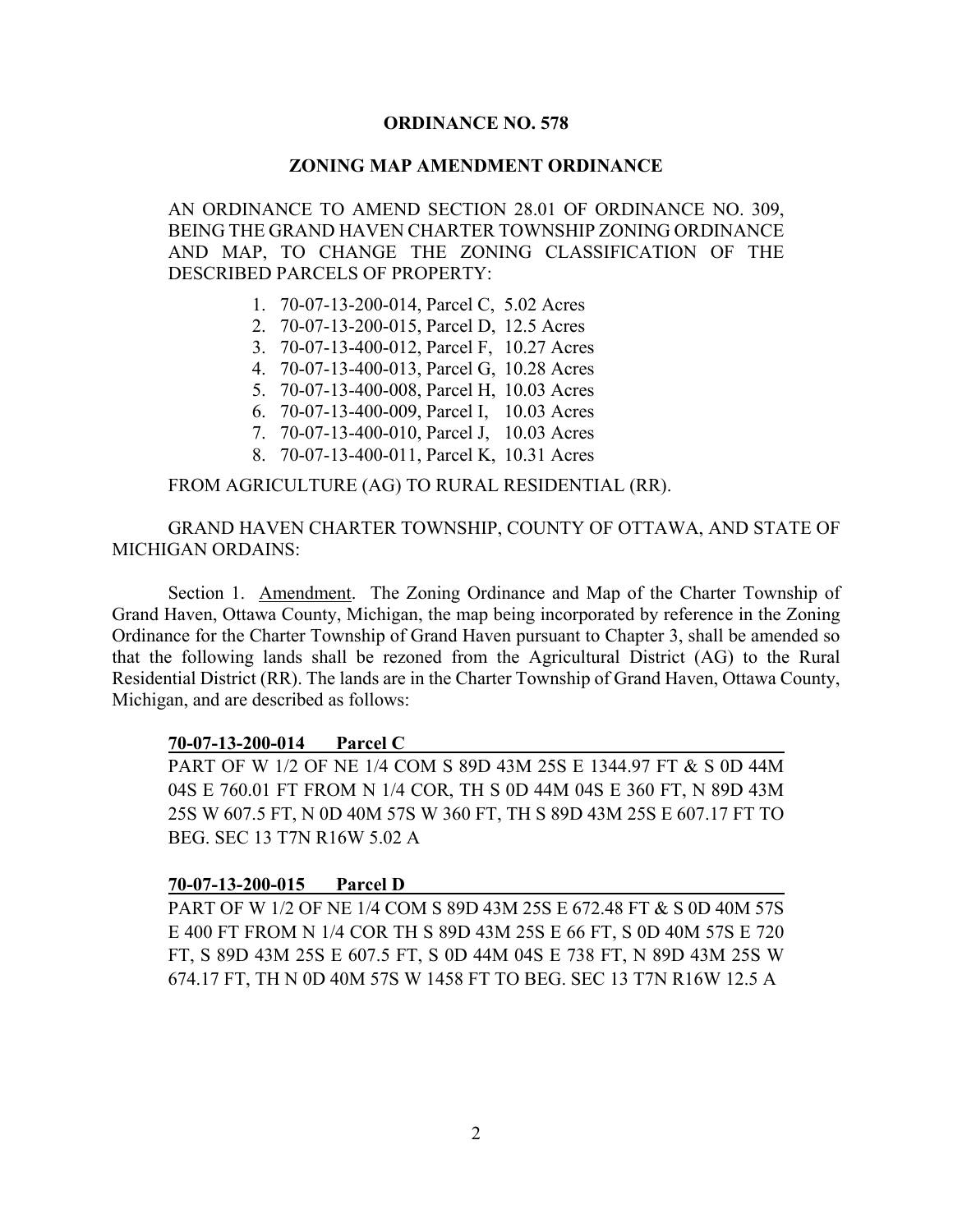**ORDINANCE NO. 578**

**ZONING MAP AMENDMENT ORDINANCE**

AN ORDINANCE TO AMEND SECTION 28.01 OF ORDINANCE NO. 309, BEING THE GRAND HAVEN CHARTER TOWNSHIP ZONING ORDINANCE AND MAP, TO CHANGE THE ZONING CLASSIFICATION OF THE DESCRIBED PARCELS OF PROPERTY:

1. 70-07-13-200-014, Parcel C, 5.02 Acres
2. 70-07-13-200-015, Parcel D, 12.5 Acres
3. 70-07-13-400-012, Parcel F, 10.27 Acres
4. 70-07-13-400-013, Parcel G, 10.28 Acres
5. 70-07-13-400-008, Parcel H, 10.03 Acres
6. 70-07-13-400-009, Parcel I, 10.03 Acres
7. 70-07-13-400-010, Parcel J, 10.03 Acres
8. 70-07-13-400-011, Parcel K, 10.31 Acres

FROM AGRICULTURE (AG) TO RURAL RESIDENTIAL (RR).

GRAND HAVEN CHARTER TOWNSHIP, COUNTY OF OTTAWA, AND STATE OF MICHIGAN ORDAINS:

Section 1. Amendment. The Zoning Ordinance and Map of the Charter Township of Grand Haven, Ottawa County, Michigan, the map being incorporated by reference in the Zoning Ordinance for the Charter Township of Grand Haven pursuant to Chapter 3, shall be amended so that the following lands shall be rezoned from the Agricultural District (AG) to the Rural Residential District (RR). The lands are in the Charter Township of Grand Haven, Ottawa County, Michigan, and are described as follows:

**70-07-13-200-014 Parcel C**

PART OF W 1/2 OF NE 1/4 COM S 89D 43M 25S E 1344.97 FT & S 0D 44M 04S E 760.01 FT FROM N 1/4 COR, TH S 0D 44M 04S E 360 FT, N 89D 43M 25S W 607.5 FT, N 0D 40M 57S W 360 FT, TH S 89D 43M 25S E 607.17 FT TO BEG. SEC 13 T7N R16W 5.02 A

**70-07-13-200-015 Parcel D**

PART OF W 1/2 OF NE 1/4 COM S 89D 43M 25S E 672.48 FT & S 0D 40M 57S E 400 FT FROM N 1/4 COR TH S 89D 43M 25S E 66 FT, S 0D 40M 57S E 720 FT, S 89D 43M 25S E 607.5 FT, S 0D 44M 04S E 738 FT, N 89D 43M 25S W 674.17 FT, TH N 0D 40M 57S W 1458 FT TO BEG. SEC 13 T7N R16W 12.5 A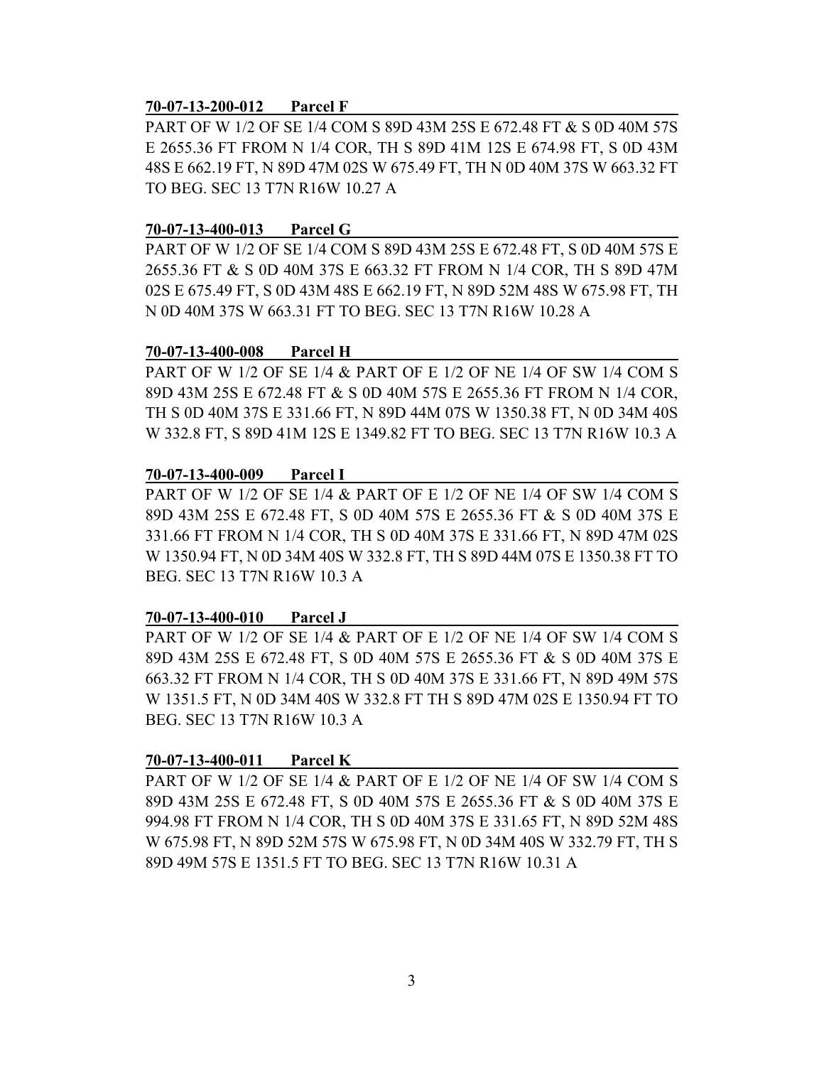**70-07-13-200-012 Parcel F**

PART OF W 1/2 OF SE 1/4 COM S 89D 43M 25S E 672.48 FT & S 0D 40M 57S E 2655.36 FT FROM N 1/4 COR, TH S 89D 41M 12S E 674.98 FT, S 0D 43M 48S E 662.19 FT, N 89D 47M 02S W 675.49 FT, TH N 0D 40M 37S W 663.32 FT TO BEG. SEC 13 T7N R16W 10.27 A

**70-07-13-400-013 Parcel G**

PART OF W 1/2 OF SE 1/4 COM S 89D 43M 25S E 672.48 FT, S 0D 40M 57S E 2655.36 FT & S 0D 40M 37S E 663.32 FT FROM N 1/4 COR, TH S 89D 47M 02S E 675.49 FT, S 0D 43M 48S E 662.19 FT, N 89D 52M 48S W 675.98 FT, TH N 0D 40M 37S W 663.31 FT TO BEG. SEC 13 T7N R16W 10.28 A

**70-07-13-400-008 Parcel H**

PART OF W 1/2 OF SE 1/4 & PART OF E 1/2 OF NE 1/4 OF SW 1/4 COM S 89D 43M 25S E 672.48 FT & S 0D 40M 57S E 2655.36 FT FROM N 1/4 COR, TH S 0D 40M 37S E 331.66 FT, N 89D 44M 07S W 1350.38 FT, N 0D 34M 40S W 332.8 FT, S 89D 41M 12S E 1349.82 FT TO BEG. SEC 13 T7N R16W 10.3 A

**70-07-13-400-009 Parcel I**

PART OF W 1/2 OF SE 1/4 & PART OF E 1/2 OF NE 1/4 OF SW 1/4 COM S 89D 43M 25S E 672.48 FT, S 0D 40M 57S E 2655.36 FT & S 0D 40M 37S E 331.66 FT FROM N 1/4 COR, TH S 0D 40M 37S E 331.66 FT, N 89D 47M 02S W 1350.94 FT, N 0D 34M 40S W 332.8 FT, TH S 89D 44M 07S E 1350.38 FT TO BEG. SEC 13 T7N R16W 10.3 A

**70-07-13-400-010 Parcel J**

PART OF W 1/2 OF SE 1/4 & PART OF E 1/2 OF NE 1/4 OF SW 1/4 COM S 89D 43M 25S E 672.48 FT, S 0D 40M 57S E 2655.36 FT & S 0D 40M 37S E 663.32 FT FROM N 1/4 COR, TH S 0D 40M 37S E 331.66 FT, N 89D 49M 57S W 1351.5 FT, N 0D 34M 40S W 332.8 FT TH S 89D 47M 02S E 1350.94 FT TO BEG. SEC 13 T7N R16W 10.3 A

**70-07-13-400-011 Parcel K**

PART OF W 1/2 OF SE 1/4 & PART OF E 1/2 OF NE 1/4 OF SW 1/4 COM S 89D 43M 25S E 672.48 FT, S 0D 40M 57S E 2655.36 FT & S 0D 40M 37S E 994.98 FT FROM N 1/4 COR, TH S 0D 40M 37S E 331.65 FT, N 89D 52M 48S W 675.98 FT, N 89D 52M 57S W 675.98 FT, N 0D 34M 40S W 332.79 FT, TH S 89D 49M 57S E 1351.5 FT TO BEG. SEC 13 T7N R16W 10.31 A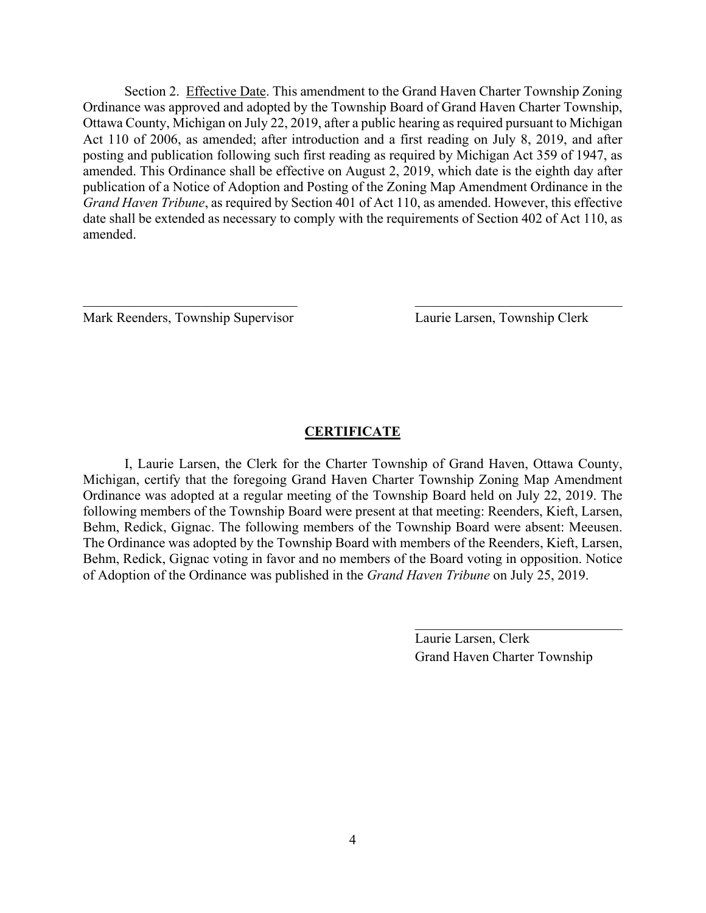Section 2. Effective Date. This amendment to the Grand Haven Charter Township Zoning Ordinance was approved and adopted by the Township Board of Grand Haven Charter Township, Ottawa County, Michigan on July 22, 2019, after a public hearing as required pursuant to Michigan Act 110 of 2006, as amended; after introduction and a first reading on July 8, 2019, and after posting and publication following such first reading as required by Michigan Act 359 of 1947, as amended. This Ordinance shall be effective on August 2, 2019, which date is the eighth day after publication of a Notice of Adoption and Posting of the Zoning Map Amendment Ordinance in the *Grand Haven Tribune*, as required by Section 401 of Act 110, as amended. However, this effective date shall be extended as necessary to comply with the requirements of Section 402 of Act 110, as amended.

\_\_\_\_\_\_\_\_\_\_\_\_\_\_\_\_\_\_\_\_\_\_\_\_\_\_\_\_\_\_\_\_
Mark Reenders, Township Supervisor

\_\_\_\_\_\_\_\_\_\_\_\_\_\_\_\_\_\_\_\_\_\_\_\_\_\_\_\_\_\_\_\_
Laurie Larsen, Township Clerk

**CERTIFICATE**

I, Laurie Larsen, the Clerk for the Charter Township of Grand Haven, Ottawa County, Michigan, certify that the foregoing Grand Haven Charter Township Zoning Map Amendment Ordinance was adopted at a regular meeting of the Township Board held on July 22, 2019. The following members of the Township Board were present at that meeting: Reenders, Kieft, Larsen, Behm, Redick, Gignac. The following members of the Township Board were absent: Meeusen. The Ordinance was adopted by the Township Board with members of the Reenders, Kieft, Larsen, Behm, Redick, Gignac voting in favor and no members of the Board voting in opposition. Notice of Adoption of the Ordinance was published in the *Grand Haven Tribune* on July 25, 2019.

\_\_\_\_\_\_\_\_\_\_\_\_\_\_\_\_\_\_\_\_\_\_\_\_\_\_\_\_\_\_\_\_
Laurie Larsen, Clerk
Grand Haven Charter Township